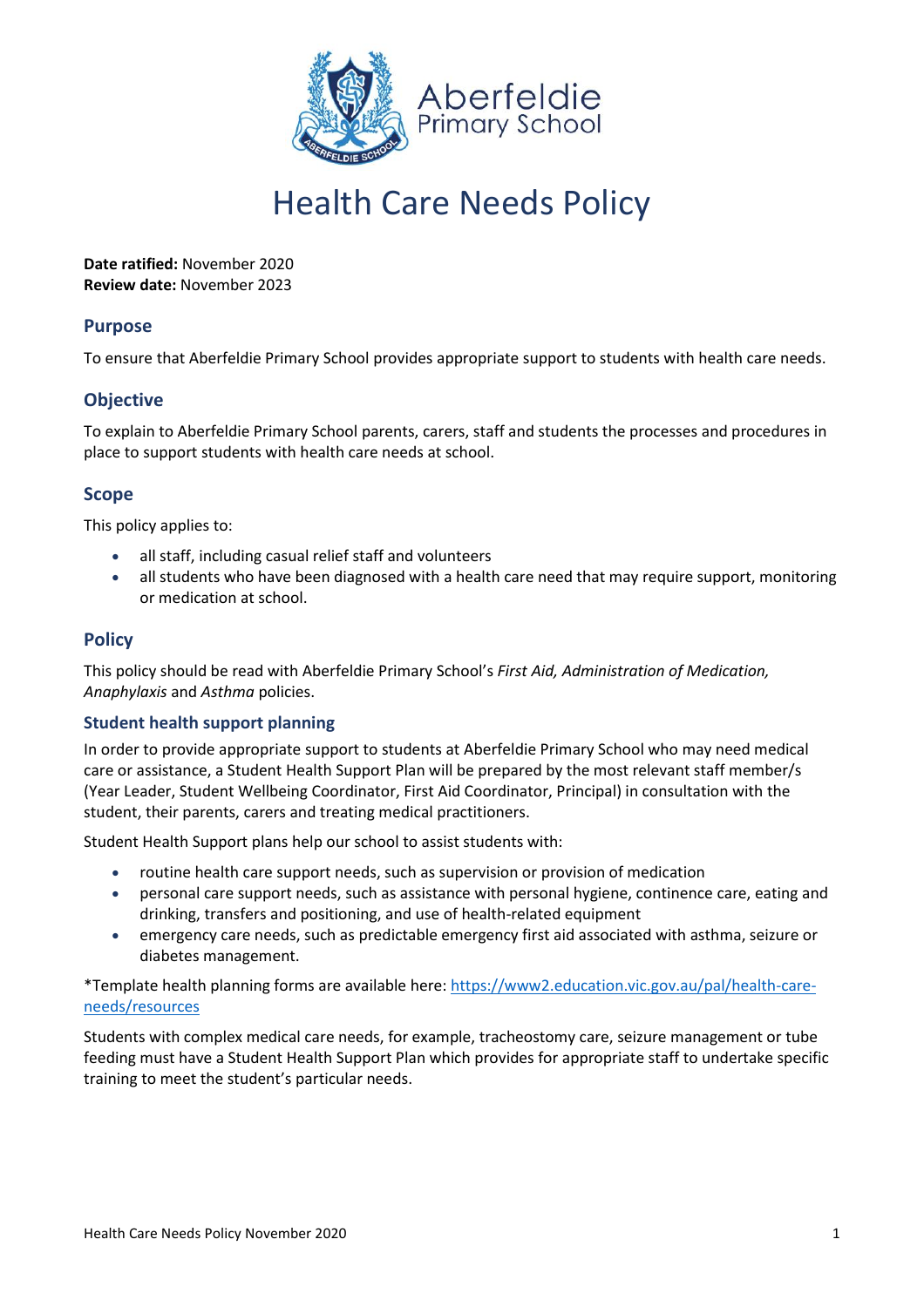# Health Care Needs Policy

**Date ratified:** November 2020
**Review date:** November 2023

## Purpose

To ensure that Aberfeldie Primary School provides appropriate support to students with health care needs.

## Objective

To explain to Aberfeldie Primary School parents, carers, staff and students the processes and procedures in place to support students with health care needs at school.

## Scope

This policy applies to:

- all staff, including casual relief staff and volunteers
- all students who have been diagnosed with a health care need that may require support, monitoring or medication at school.

## Policy

This policy should be read with Aberfeldie Primary School's *First Aid, Administration of Medication, Anaphylaxis* and *Asthma* policies.

### Student health support planning

In order to provide appropriate support to students at Aberfeldie Primary School who may need medical care or assistance, a Student Health Support Plan will be prepared by the most relevant staff member/s (Year Leader, Student Wellbeing Coordinator, First Aid Coordinator, Principal) in consultation with the student, their parents, carers and treating medical practitioners.

Student Health Support plans help our school to assist students with:

- routine health care support needs, such as supervision or provision of medication
- personal care support needs, such as assistance with personal hygiene, continence care, eating and drinking, transfers and positioning, and use of health-related equipment
- emergency care needs, such as predictable emergency first aid associated with asthma, seizure or diabetes management.

*Template health planning forms are available here: [https://www2.education.vic.gov.au/pal/health-care-needs/resources](https://www2.education.vic.gov.au/pal/health-care-needs/resources)

Students with complex medical care needs, for example, tracheostomy care, seizure management or tube feeding must have a Student Health Support Plan which provides for appropriate staff to undertake specific training to meet the student's particular needs.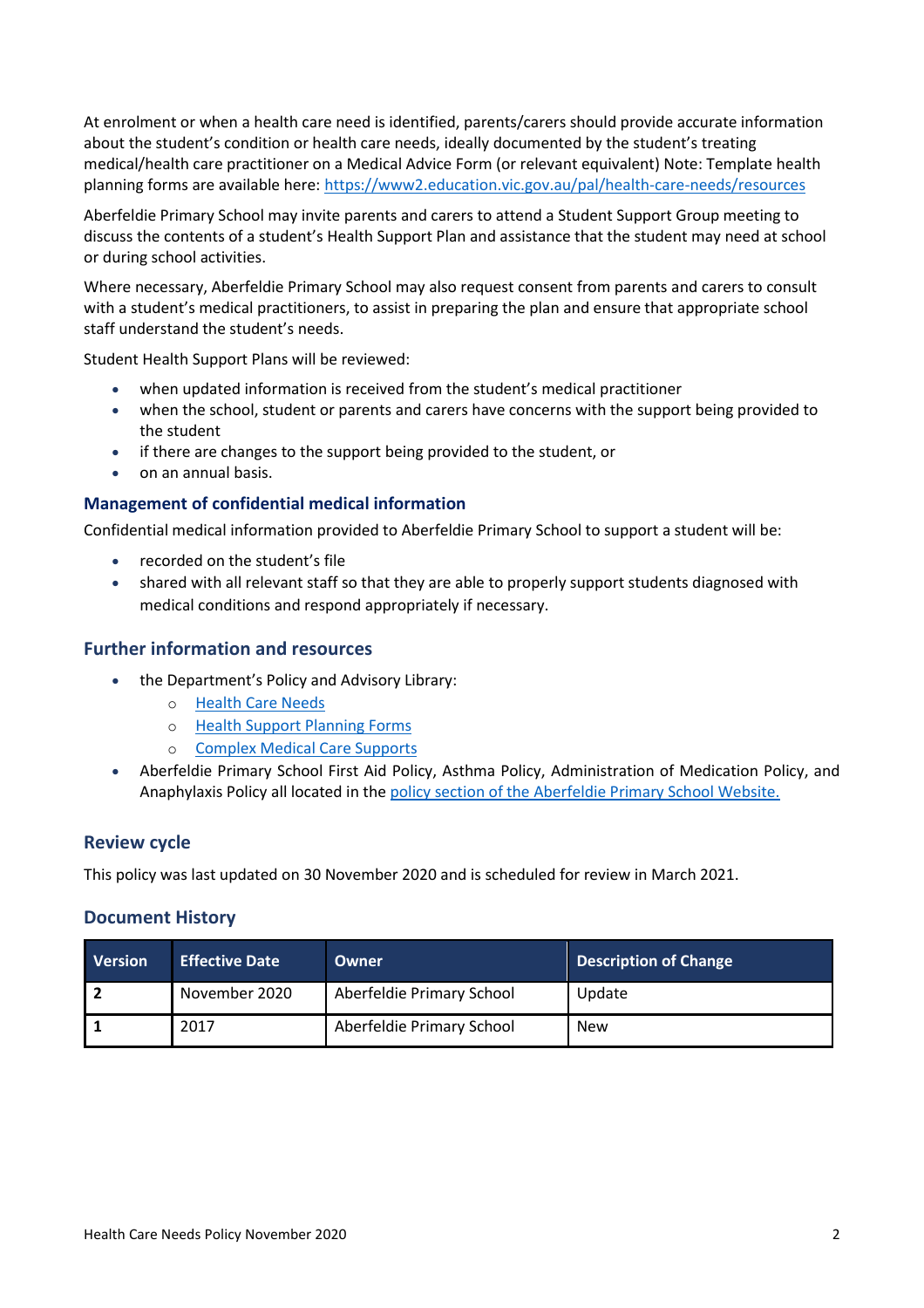At enrolment or when a health care need is identified, parents/carers should provide accurate information about the student's condition or health care needs, ideally documented by the student's treating medical/health care practitioner on a Medical Advice Form (or relevant equivalent) Note: Template health planning forms are available here: https://www2.education.vic.gov.au/pal/health-care-needs/resources

Aberfeldie Primary School may invite parents and carers to attend a Student Support Group meeting to discuss the contents of a student's Health Support Plan and assistance that the student may need at school or during school activities.

Where necessary, Aberfeldie Primary School may also request consent from parents and carers to consult with a student's medical practitioners, to assist in preparing the plan and ensure that appropriate school staff understand the student's needs.

Student Health Support Plans will be reviewed:

- when updated information is received from the student's medical practitioner
- when the school, student or parents and carers have concerns with the support being provided to the student
- if there are changes to the support being provided to the student, or
- on an annual basis.

### Management of confidential medical information

Confidential medical information provided to Aberfeldie Primary School to support a student will be:

- recorded on the student's file
- shared with all relevant staff so that they are able to properly support students diagnosed with medical conditions and respond appropriately if necessary.

## Further information and resources

- the Department's Policy and Advisory Library:
  - Health Care Needs
  - Health Support Planning Forms
  - Complex Medical Care Supports
- Aberfeldie Primary School First Aid Policy, Asthma Policy, Administration of Medication Policy, and Anaphylaxis Policy all located in the policy section of the Aberfeldie Primary School Website.

## Review cycle

This policy was last updated on 30 November 2020 and is scheduled for review in March 2021.

## Document History

| Version | Effective Date | Owner | Description of Change |
|---|---|---|---|
| **2** | November 2020 | Aberfeldie Primary School | Update |
| **1** | 2017 | Aberfeldie Primary School | New |